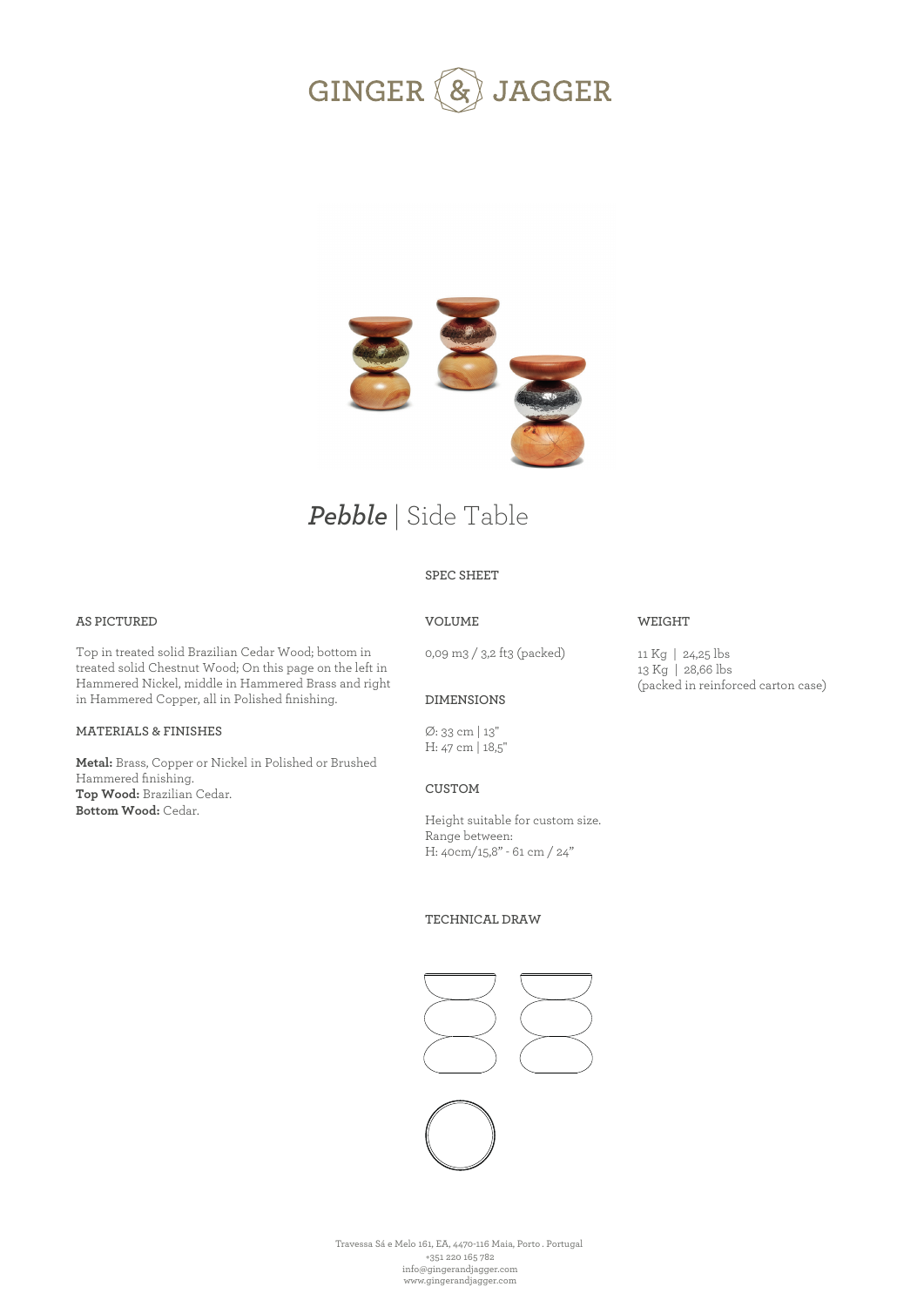# GINGER & JAGGER

# *Pebble* | Side Table

## SPEC SHEET

### AS PICTURED

Top in treated solid Brazilian Cedar Wood; bottom in treated solid Chestnut Wood; On this page on the left in Hammered Nickel, middle in Hammered Brass and right in Hammered Copper, all in Polished finishing.

### MATERIALS & FINISHES

**Metal:** Brass, Copper or Nickel in Polished or Brushed Hammered finishing.
**Top Wood:** Brazilian Cedar.
**Bottom Wood:** Cedar.

### VOLUME

0,09 m3 / 3,2 ft3 (packed)

### DIMENSIONS

Ø: 33 cm | 13"
H: 47 cm | 18,5"

### CUSTOM

Height suitable for custom size.
Range between:
H: 40cm/15,8" - 61 cm / 24"

### WEIGHT

11 Kg | 24,25 lbs
13 Kg | 28,66 lbs
(packed in reinforced carton case)

### TECHNICAL DRAW

Travessa Sá e Melo 161, EA, 4470-116 Maia, Porto . Portugal
+351 220 165 782
info@gingerandjagger.com
www.gingerandjagger.com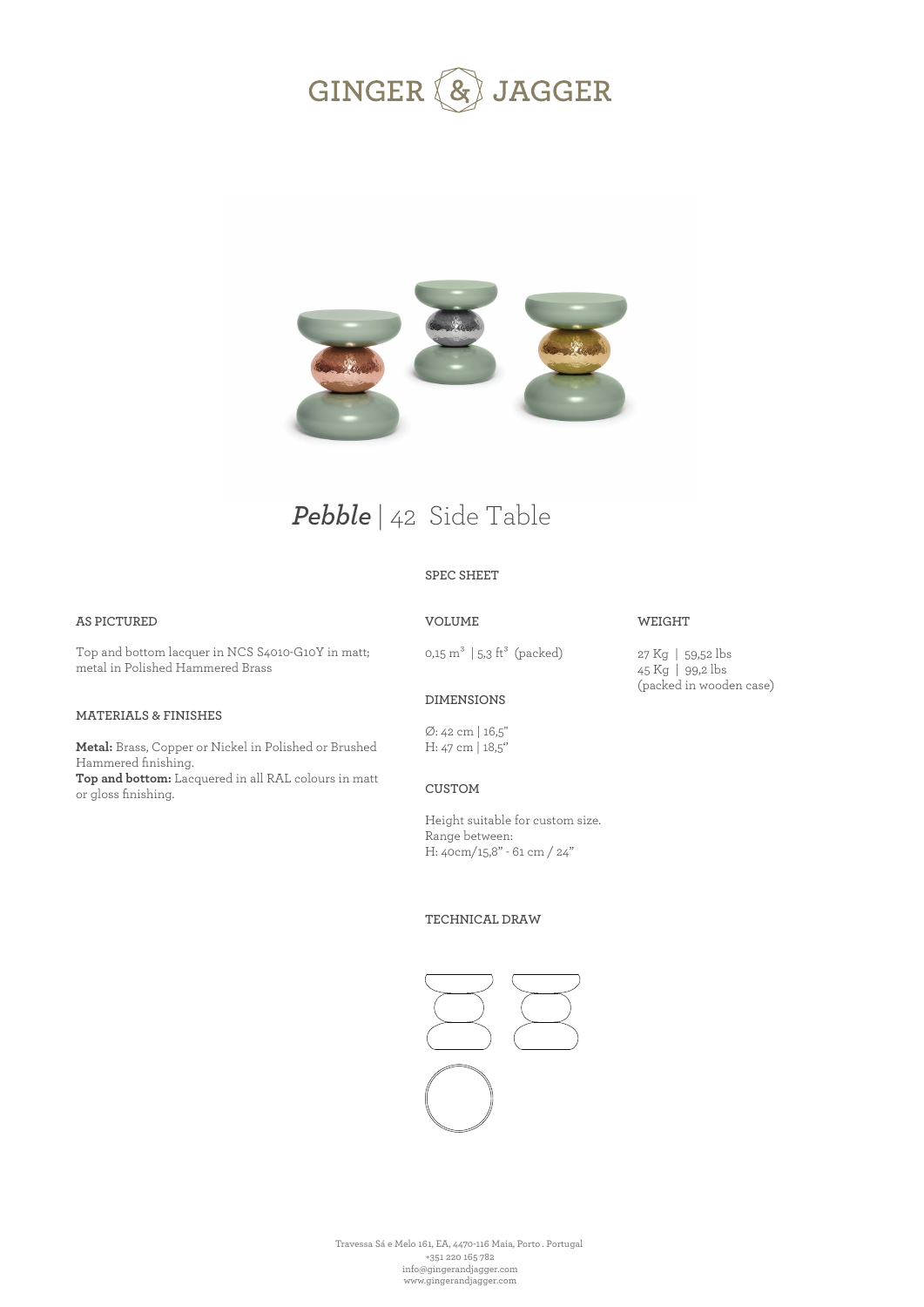# GINGER & JAGGER

## *Pebble* | 42 Side Table

SPEC SHEET

### AS PICTURED

Top and bottom lacquer in NCS S4010-G10Y in matt; metal in Polished Hammered Brass

### MATERIALS & FINISHES

**Metal:** Brass, Copper or Nickel in Polished or Brushed Hammered finishing.
**Top and bottom:** Lacquered in all RAL colours in matt or gloss finishing.

### VOLUME

0,15 $m^3$ | 5,3 $ft^3$ (packed)

### DIMENSIONS

Ø: 42 cm | 16,5"
H: 47 cm | 18,5"

### CUSTOM

Height suitable for custom size.
Range between:
H: 40cm/15,8" - 61 cm / 24"

### WEIGHT

27 Kg | 59,52 lbs
45 Kg | 99,2 lbs
(packed in wooden case)

### TECHNICAL DRAW

Travessa Sá e Melo 161, EA, 4470-116 Maia, Porto . Portugal
+351 220 165 782
info@gingerandjagger.com
www.gingerandjagger.com